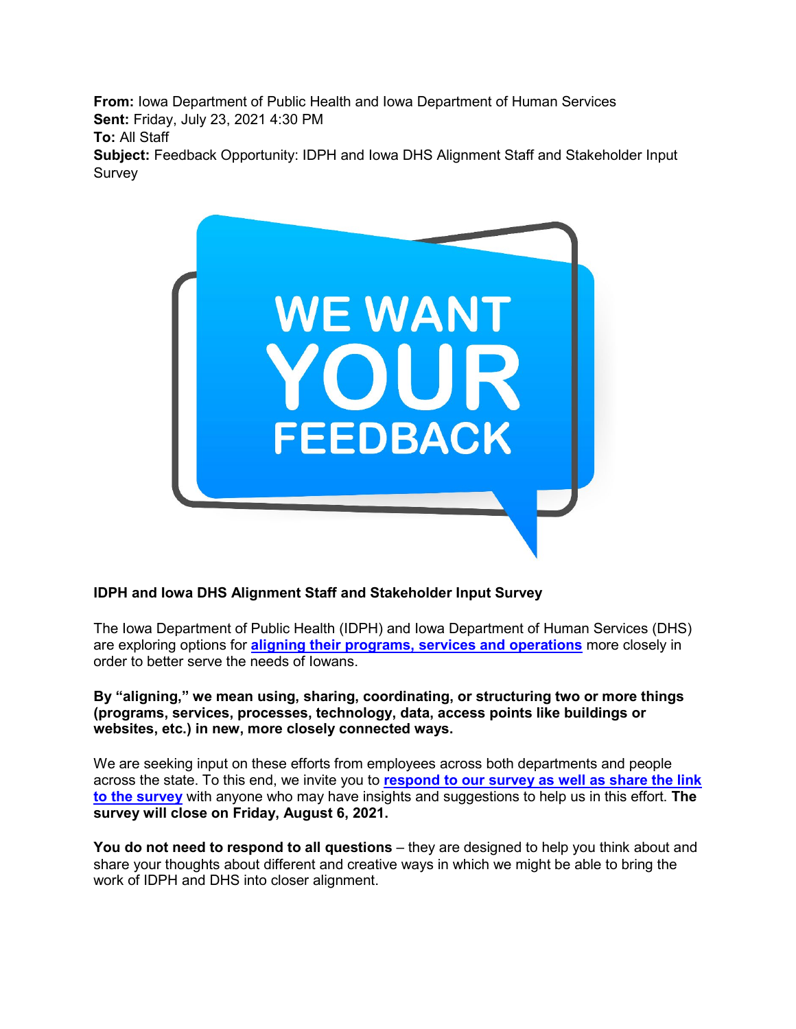**From:** Iowa Department of Public Health and Iowa Department of Human Services
**Sent:** Friday, July 23, 2021 4:30 PM
**To:** All Staff
**Subject:** Feedback Opportunity: IDPH and Iowa DHS Alignment Staff and Stakeholder Input Survey

WE WANT YOUR FEEDBACK

**IDPH and Iowa DHS Alignment Staff and Stakeholder Input Survey**

The Iowa Department of Public Health (IDPH) and Iowa Department of Human Services (DHS) are exploring options for **aligning their programs, services and operations** more closely in order to better serve the needs of Iowans.

**By "aligning," we mean using, sharing, coordinating, or structuring two or more things (programs, services, processes, technology, data, access points like buildings or websites, etc.) in new, more closely connected ways.**

We are seeking input on these efforts from employees across both departments and people across the state. To this end, we invite you to **respond to our survey as well as share the link to the survey** with anyone who may have insights and suggestions to help us in this effort. **The survey will close on Friday, August 6, 2021.**

**You do not need to respond to all questions** – they are designed to help you think about and share your thoughts about different and creative ways in which we might be able to bring the work of IDPH and DHS into closer alignment.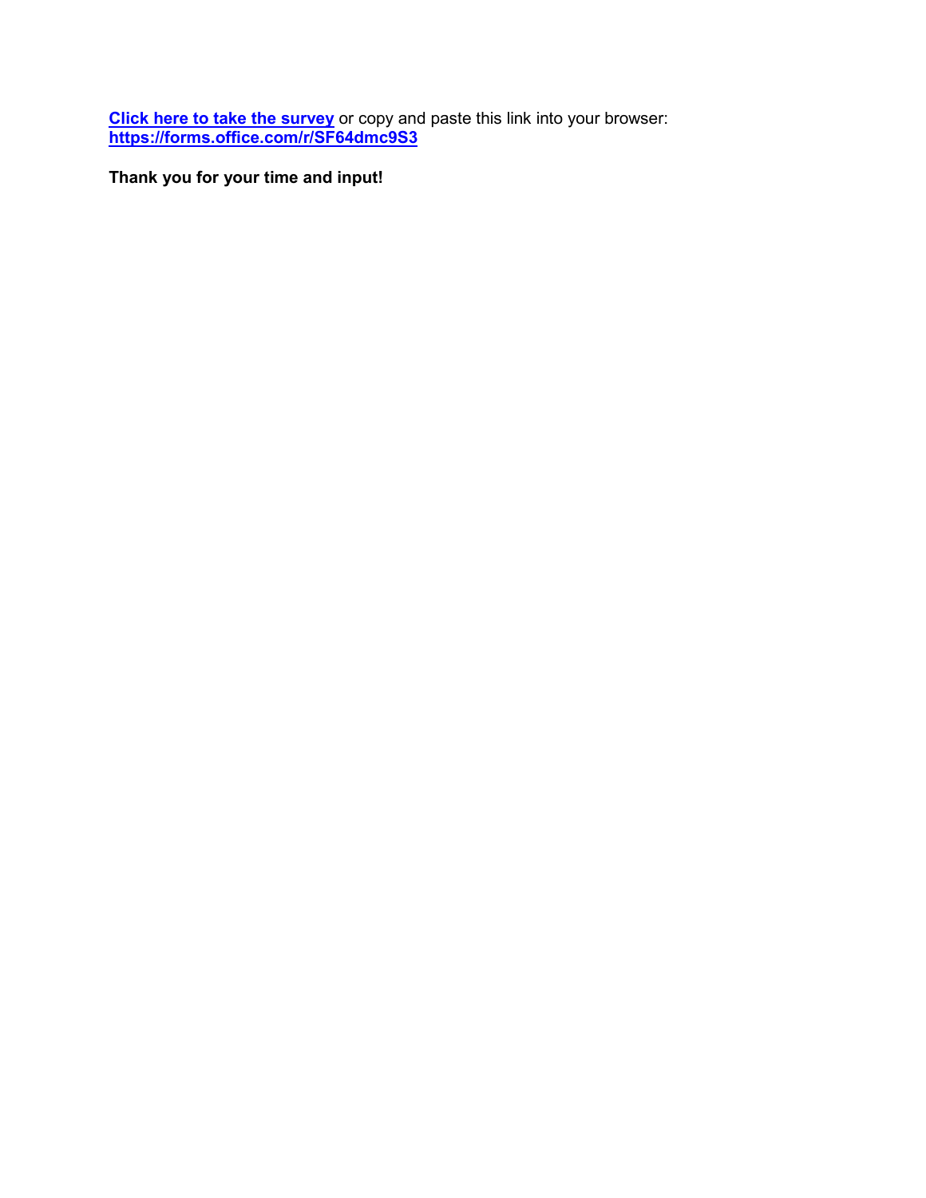**[Click here to take the survey](https://forms.office.com/r/SF64dmc9S3)** or copy and paste this link into your browser: **https://forms.office.com/r/SF64dmc9S3**

**Thank you for your time and input!**